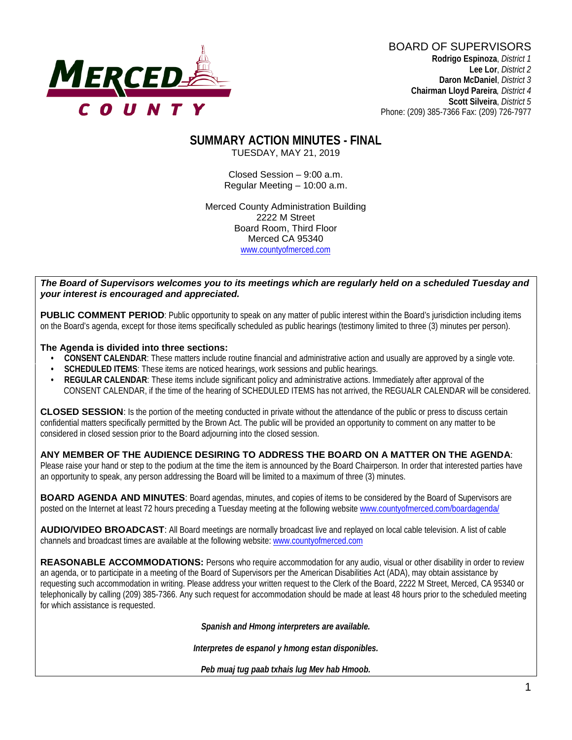MERCED COUNTY

BOARD OF SUPERVISORS
**Rodrigo Espinoza**, *District 1*
**Lee Lor**, *District 2*
**Daron McDaniel**, *District 3*
**Chairman Lloyd Pareira**, *District 4*
**Scott Silveira**, *District 5*
Phone: (209) 385-7366 Fax: (209) 726-7977

# SUMMARY ACTION MINUTES - FINAL

TUESDAY, MAY 21, 2019

Closed Session – 9:00 a.m.
Regular Meeting – 10:00 a.m.

Merced County Administration Building
2222 M Street
Board Room, Third Floor
Merced CA 95340
www.countyofmerced.com

***The Board of Supervisors welcomes you to its meetings which are regularly held on a scheduled Tuesday and your interest is encouraged and appreciated.***

**PUBLIC COMMENT PERIOD**: Public opportunity to speak on any matter of public interest within the Board's jurisdiction including items on the Board's agenda, except for those items specifically scheduled as public hearings (testimony limited to three (3) minutes per person).

**The Agenda is divided into three sections:**

- **CONSENT CALENDAR**: These matters include routine financial and administrative action and usually are approved by a single vote.
- **SCHEDULED ITEMS**: These items are noticed hearings, work sessions and public hearings.
- **REGULAR CALENDAR**: These items include significant policy and administrative actions. Immediately after approval of the CONSENT CALENDAR, if the time of the hearing of SCHEDULED ITEMS has not arrived, the REGUALR CALENDAR will be considered.

**CLOSED SESSION**: Is the portion of the meeting conducted in private without the attendance of the public or press to discuss certain confidential matters specifically permitted by the Brown Act. The public will be provided an opportunity to comment on any matter to be considered in closed session prior to the Board adjourning into the closed session.

**ANY MEMBER OF THE AUDIENCE DESIRING TO ADDRESS THE BOARD ON A MATTER ON THE AGENDA**: Please raise your hand or step to the podium at the time the item is announced by the Board Chairperson. In order that interested parties have an opportunity to speak, any person addressing the Board will be limited to a maximum of three (3) minutes.

**BOARD AGENDA AND MINUTES**: Board agendas, minutes, and copies of items to be considered by the Board of Supervisors are posted on the Internet at least 72 hours preceding a Tuesday meeting at the following website www.countyofmerced.com/boardagenda/

**AUDIO/VIDEO BROADCAST**: All Board meetings are normally broadcast live and replayed on local cable television. A list of cable channels and broadcast times are available at the following website: www.countyofmerced.com

**REASONABLE ACCOMMODATIONS:** Persons who require accommodation for any audio, visual or other disability in order to review an agenda, or to participate in a meeting of the Board of Supervisors per the American Disabilities Act (ADA), may obtain assistance by requesting such accommodation in writing. Please address your written request to the Clerk of the Board, 2222 M Street, Merced, CA 95340 or telephonically by calling (209) 385-7366. Any such request for accommodation should be made at least 48 hours prior to the scheduled meeting for which assistance is requested.

***Spanish and Hmong interpreters are available.***

***Interpretes de espanol y hmong estan disponibles.***

***Peb muaj tug paab txhais lug Mev hab Hmoob.***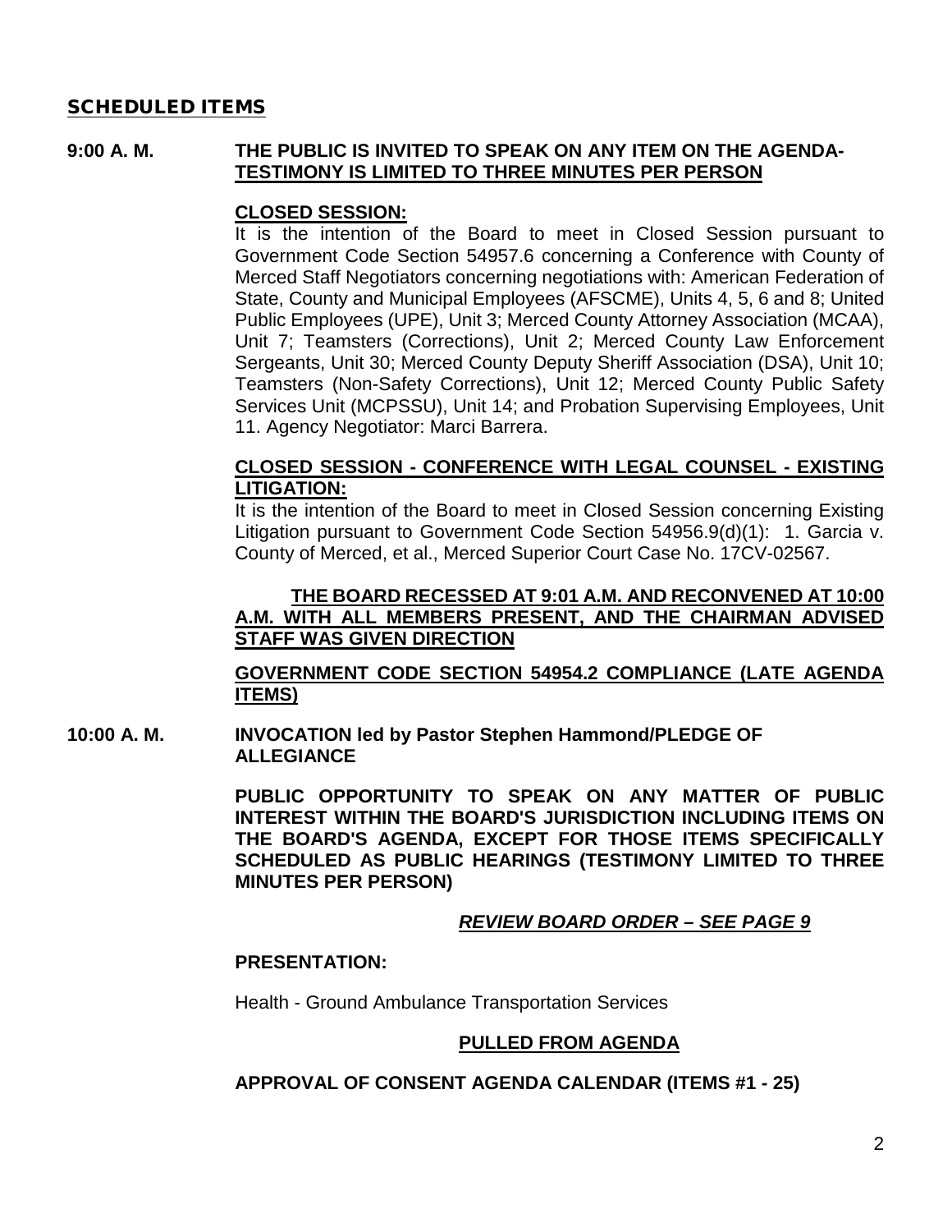## SCHEDULED ITEMS

**9:00 A. M.** **THE PUBLIC IS INVITED TO SPEAK ON ANY ITEM ON THE AGENDA-TESTIMONY IS LIMITED TO THREE MINUTES PER PERSON**

**CLOSED SESSION:**

It is the intention of the Board to meet in Closed Session pursuant to Government Code Section 54957.6 concerning a Conference with County of Merced Staff Negotiators concerning negotiations with: American Federation of State, County and Municipal Employees (AFSCME), Units 4, 5, 6 and 8; United Public Employees (UPE), Unit 3; Merced County Attorney Association (MCAA), Unit 7; Teamsters (Corrections), Unit 2; Merced County Law Enforcement Sergeants, Unit 30; Merced County Deputy Sheriff Association (DSA), Unit 10; Teamsters (Non-Safety Corrections), Unit 12; Merced County Public Safety Services Unit (MCPSSU), Unit 14; and Probation Supervising Employees, Unit 11. Agency Negotiator: Marci Barrera.

**CLOSED SESSION - CONFERENCE WITH LEGAL COUNSEL - EXISTING LITIGATION:**

It is the intention of the Board to meet in Closed Session concerning Existing Litigation pursuant to Government Code Section 54956.9(d)(1): 1. Garcia v. County of Merced, et al., Merced Superior Court Case No. 17CV-02567.

**THE BOARD RECESSED AT 9:01 A.M. AND RECONVENED AT 10:00 A.M. WITH ALL MEMBERS PRESENT, AND THE CHAIRMAN ADVISED STAFF WAS GIVEN DIRECTION**

**GOVERNMENT CODE SECTION 54954.2 COMPLIANCE (LATE AGENDA ITEMS)**

**10:00 A. M.** **INVOCATION led by Pastor Stephen Hammond/PLEDGE OF ALLEGIANCE**

**PUBLIC OPPORTUNITY TO SPEAK ON ANY MATTER OF PUBLIC INTEREST WITHIN THE BOARD'S JURISDICTION INCLUDING ITEMS ON THE BOARD'S AGENDA, EXCEPT FOR THOSE ITEMS SPECIFICALLY SCHEDULED AS PUBLIC HEARINGS (TESTIMONY LIMITED TO THREE MINUTES PER PERSON)**

***REVIEW BOARD ORDER – SEE PAGE 9***

**PRESENTATION:**

Health - Ground Ambulance Transportation Services

**PULLED FROM AGENDA**

**APPROVAL OF CONSENT AGENDA CALENDAR (ITEMS #1 - 25)**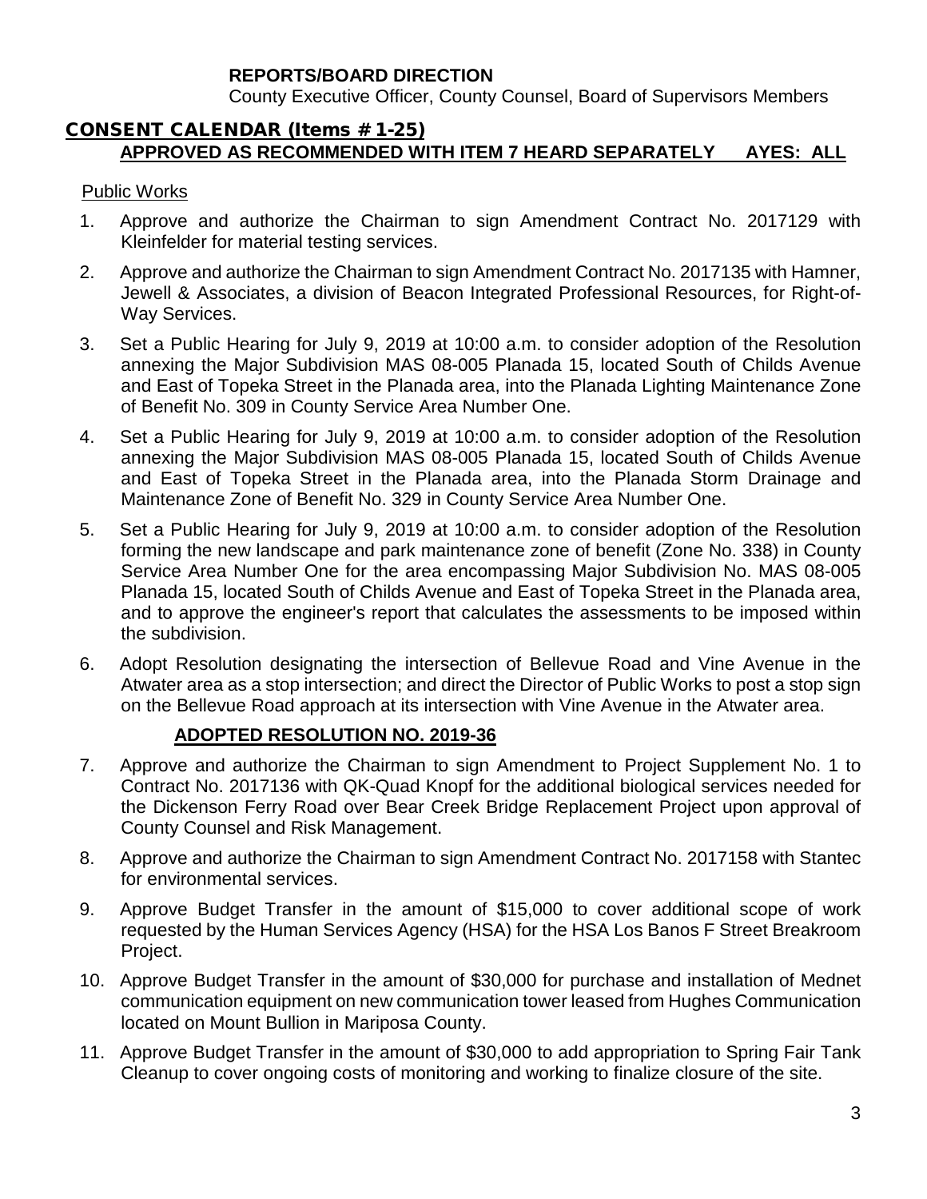**REPORTS/BOARD DIRECTION**

County Executive Officer, County Counsel, Board of Supervisors Members

## CONSENT CALENDAR (Items # 1-25)

**APPROVED AS RECOMMENDED WITH ITEM 7 HEARD SEPARATELY AYES: ALL**

Public Works

1. Approve and authorize the Chairman to sign Amendment Contract No. 2017129 with Kleinfelder for material testing services.
2. Approve and authorize the Chairman to sign Amendment Contract No. 2017135 with Hamner, Jewell & Associates, a division of Beacon Integrated Professional Resources, for Right-of-Way Services.
3. Set a Public Hearing for July 9, 2019 at 10:00 a.m. to consider adoption of the Resolution annexing the Major Subdivision MAS 08-005 Planada 15, located South of Childs Avenue and East of Topeka Street in the Planada area, into the Planada Lighting Maintenance Zone of Benefit No. 309 in County Service Area Number One.
4. Set a Public Hearing for July 9, 2019 at 10:00 a.m. to consider adoption of the Resolution annexing the Major Subdivision MAS 08-005 Planada 15, located South of Childs Avenue and East of Topeka Street in the Planada area, into the Planada Storm Drainage and Maintenance Zone of Benefit No. 329 in County Service Area Number One.
5. Set a Public Hearing for July 9, 2019 at 10:00 a.m. to consider adoption of the Resolution forming the new landscape and park maintenance zone of benefit (Zone No. 338) in County Service Area Number One for the area encompassing Major Subdivision No. MAS 08-005 Planada 15, located South of Childs Avenue and East of Topeka Street in the Planada area, and to approve the engineer's report that calculates the assessments to be imposed within the subdivision.
6. Adopt Resolution designating the intersection of Bellevue Road and Vine Avenue in the Atwater area as a stop intersection; and direct the Director of Public Works to post a stop sign on the Bellevue Road approach at its intersection with Vine Avenue in the Atwater area.

   **ADOPTED RESOLUTION NO. 2019-36**

7. Approve and authorize the Chairman to sign Amendment to Project Supplement No. 1 to Contract No. 2017136 with QK-Quad Knopf for the additional biological services needed for the Dickenson Ferry Road over Bear Creek Bridge Replacement Project upon approval of County Counsel and Risk Management.
8. Approve and authorize the Chairman to sign Amendment Contract No. 2017158 with Stantec for environmental services.
9. Approve Budget Transfer in the amount of $15,000 to cover additional scope of work requested by the Human Services Agency (HSA) for the HSA Los Banos F Street Breakroom Project.
10. Approve Budget Transfer in the amount of $30,000 for purchase and installation of Mednet communication equipment on new communication tower leased from Hughes Communication located on Mount Bullion in Mariposa County.
11. Approve Budget Transfer in the amount of $30,000 to add appropriation to Spring Fair Tank Cleanup to cover ongoing costs of monitoring and working to finalize closure of the site.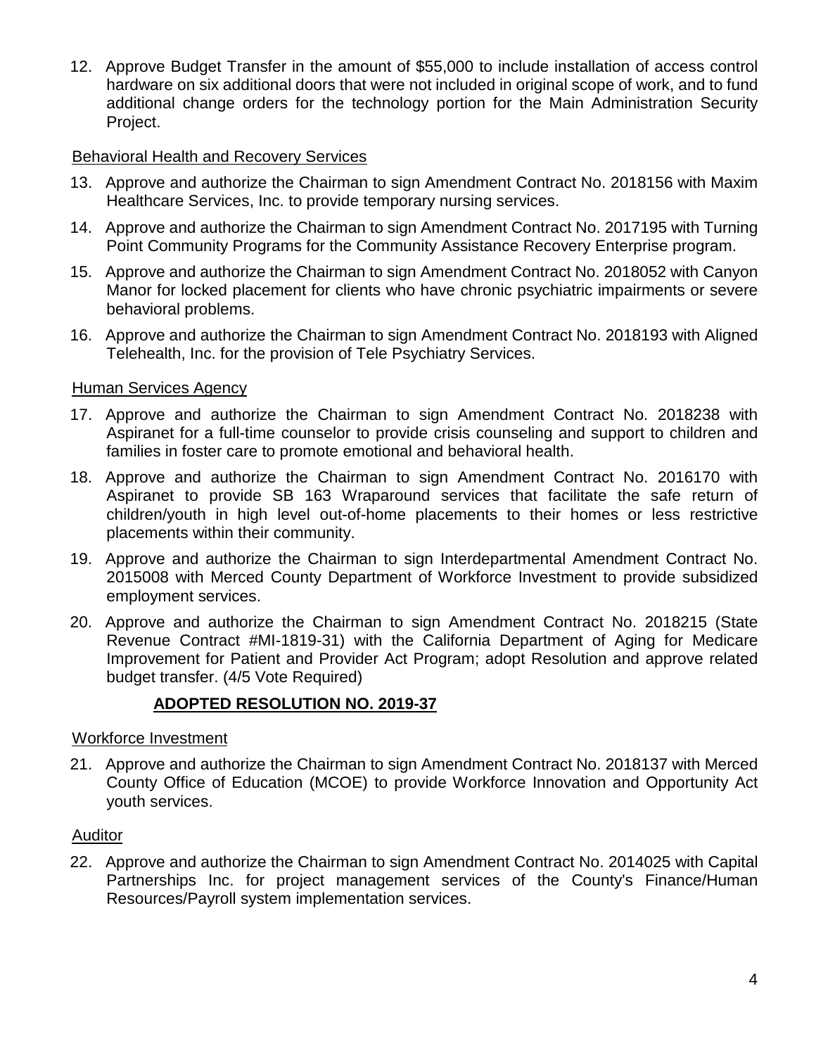12. Approve Budget Transfer in the amount of $55,000 to include installation of access control hardware on six additional doors that were not included in original scope of work, and to fund additional change orders for the technology portion for the Main Administration Security Project.

<u>Behavioral Health and Recovery Services</u>

13. Approve and authorize the Chairman to sign Amendment Contract No. 2018156 with Maxim Healthcare Services, Inc. to provide temporary nursing services.
14. Approve and authorize the Chairman to sign Amendment Contract No. 2017195 with Turning Point Community Programs for the Community Assistance Recovery Enterprise program.
15. Approve and authorize the Chairman to sign Amendment Contract No. 2018052 with Canyon Manor for locked placement for clients who have chronic psychiatric impairments or severe behavioral problems.
16. Approve and authorize the Chairman to sign Amendment Contract No. 2018193 with Aligned Telehealth, Inc. for the provision of Tele Psychiatry Services.

<u>Human Services Agency</u>

17. Approve and authorize the Chairman to sign Amendment Contract No. 2018238 with Aspiranet for a full-time counselor to provide crisis counseling and support to children and families in foster care to promote emotional and behavioral health.
18. Approve and authorize the Chairman to sign Amendment Contract No. 2016170 with Aspiranet to provide SB 163 Wraparound services that facilitate the safe return of children/youth in high level out-of-home placements to their homes or less restrictive placements within their community.
19. Approve and authorize the Chairman to sign Interdepartmental Amendment Contract No. 2015008 with Merced County Department of Workforce Investment to provide subsidized employment services.
20. Approve and authorize the Chairman to sign Amendment Contract No. 2018215 (State Revenue Contract #MI-1819-31) with the California Department of Aging for Medicare Improvement for Patient and Provider Act Program; adopt Resolution and approve related budget transfer. (4/5 Vote Required)

    **<u>ADOPTED RESOLUTION NO. 2019-37</u>**

<u>Workforce Investment</u>

21. Approve and authorize the Chairman to sign Amendment Contract No. 2018137 with Merced County Office of Education (MCOE) to provide Workforce Innovation and Opportunity Act youth services.

<u>Auditor</u>

22. Approve and authorize the Chairman to sign Amendment Contract No. 2014025 with Capital Partnerships Inc. for project management services of the County's Finance/Human Resources/Payroll system implementation services.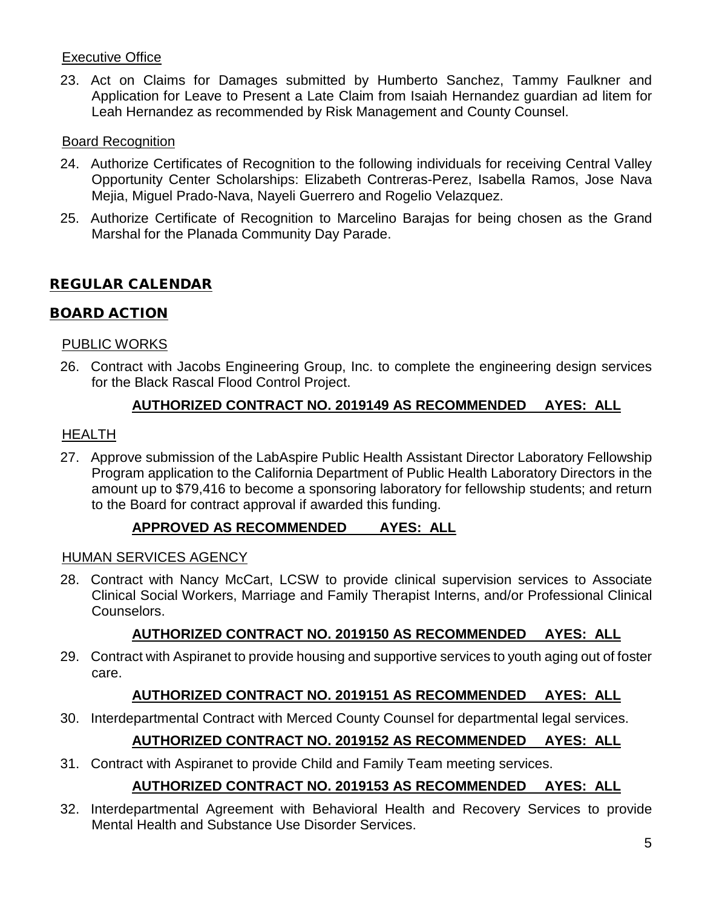Executive Office

23. Act on Claims for Damages submitted by Humberto Sanchez, Tammy Faulkner and Application for Leave to Present a Late Claim from Isaiah Hernandez guardian ad litem for Leah Hernandez as recommended by Risk Management and County Counsel.

Board Recognition

24. Authorize Certificates of Recognition to the following individuals for receiving Central Valley Opportunity Center Scholarships: Elizabeth Contreras-Perez, Isabella Ramos, Jose Nava Mejia, Miguel Prado-Nava, Nayeli Guerrero and Rogelio Velazquez.

25. Authorize Certificate of Recognition to Marcelino Barajas for being chosen as the Grand Marshal for the Planada Community Day Parade.

## REGULAR CALENDAR

## BOARD ACTION

PUBLIC WORKS

26. Contract with Jacobs Engineering Group, Inc. to complete the engineering design services for the Black Rascal Flood Control Project.

**AUTHORIZED CONTRACT NO. 2019149 AS RECOMMENDED AYES: ALL**

HEALTH

27. Approve submission of the LabAspire Public Health Assistant Director Laboratory Fellowship Program application to the California Department of Public Health Laboratory Directors in the amount up to $79,416 to become a sponsoring laboratory for fellowship students; and return to the Board for contract approval if awarded this funding.

**APPROVED AS RECOMMENDED AYES: ALL**

HUMAN SERVICES AGENCY

28. Contract with Nancy McCart, LCSW to provide clinical supervision services to Associate Clinical Social Workers, Marriage and Family Therapist Interns, and/or Professional Clinical Counselors.

**AUTHORIZED CONTRACT NO. 2019150 AS RECOMMENDED AYES: ALL**

29. Contract with Aspiranet to provide housing and supportive services to youth aging out of foster care.

**AUTHORIZED CONTRACT NO. 2019151 AS RECOMMENDED AYES: ALL**

30. Interdepartmental Contract with Merced County Counsel for departmental legal services.

**AUTHORIZED CONTRACT NO. 2019152 AS RECOMMENDED AYES: ALL**

31. Contract with Aspiranet to provide Child and Family Team meeting services.

**AUTHORIZED CONTRACT NO. 2019153 AS RECOMMENDED AYES: ALL**

32. Interdepartmental Agreement with Behavioral Health and Recovery Services to provide Mental Health and Substance Use Disorder Services.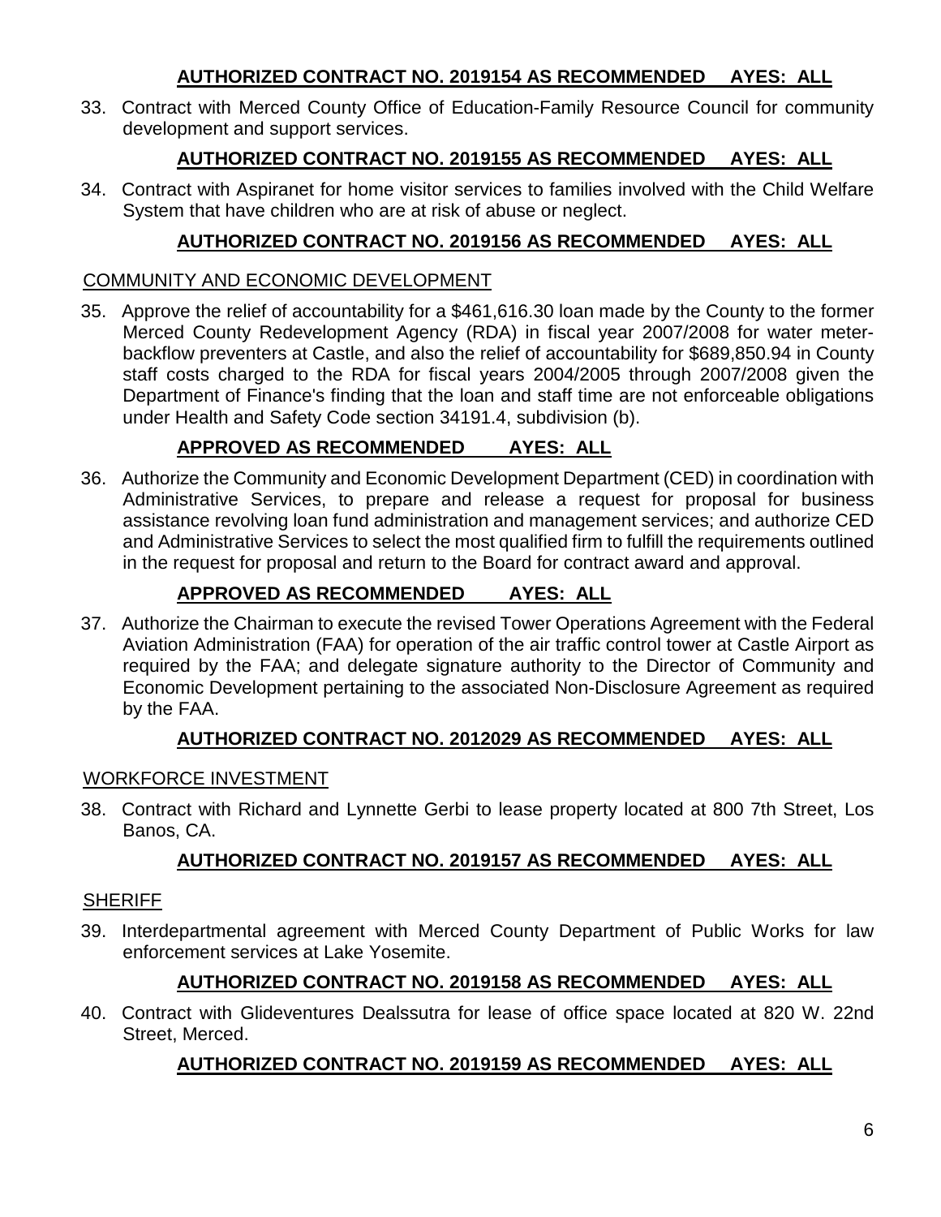**AUTHORIZED CONTRACT NO. 2019154 AS RECOMMENDED AYES: ALL**

33. Contract with Merced County Office of Education-Family Resource Council for community development and support services.

**AUTHORIZED CONTRACT NO. 2019155 AS RECOMMENDED AYES: ALL**

34. Contract with Aspiranet for home visitor services to families involved with the Child Welfare System that have children who are at risk of abuse or neglect.

**AUTHORIZED CONTRACT NO. 2019156 AS RECOMMENDED AYES: ALL**

COMMUNITY AND ECONOMIC DEVELOPMENT

35. Approve the relief of accountability for a $461,616.30 loan made by the County to the former Merced County Redevelopment Agency (RDA) in fiscal year 2007/2008 for water meter-backflow preventers at Castle, and also the relief of accountability for $689,850.94 in County staff costs charged to the RDA for fiscal years 2004/2005 through 2007/2008 given the Department of Finance's finding that the loan and staff time are not enforceable obligations under Health and Safety Code section 34191.4, subdivision (b).

**APPROVED AS RECOMMENDED AYES: ALL**

36. Authorize the Community and Economic Development Department (CED) in coordination with Administrative Services, to prepare and release a request for proposal for business assistance revolving loan fund administration and management services; and authorize CED and Administrative Services to select the most qualified firm to fulfill the requirements outlined in the request for proposal and return to the Board for contract award and approval.

**APPROVED AS RECOMMENDED AYES: ALL**

37. Authorize the Chairman to execute the revised Tower Operations Agreement with the Federal Aviation Administration (FAA) for operation of the air traffic control tower at Castle Airport as required by the FAA; and delegate signature authority to the Director of Community and Economic Development pertaining to the associated Non-Disclosure Agreement as required by the FAA.

**AUTHORIZED CONTRACT NO. 2012029 AS RECOMMENDED AYES: ALL**

WORKFORCE INVESTMENT

38. Contract with Richard and Lynnette Gerbi to lease property located at 800 7th Street, Los Banos, CA.

**AUTHORIZED CONTRACT NO. 2019157 AS RECOMMENDED AYES: ALL**

SHERIFF

39. Interdepartmental agreement with Merced County Department of Public Works for law enforcement services at Lake Yosemite.

**AUTHORIZED CONTRACT NO. 2019158 AS RECOMMENDED AYES: ALL**

40. Contract with Glideventures Dealssutra for lease of office space located at 820 W. 22nd Street, Merced.

**AUTHORIZED CONTRACT NO. 2019159 AS RECOMMENDED AYES: ALL**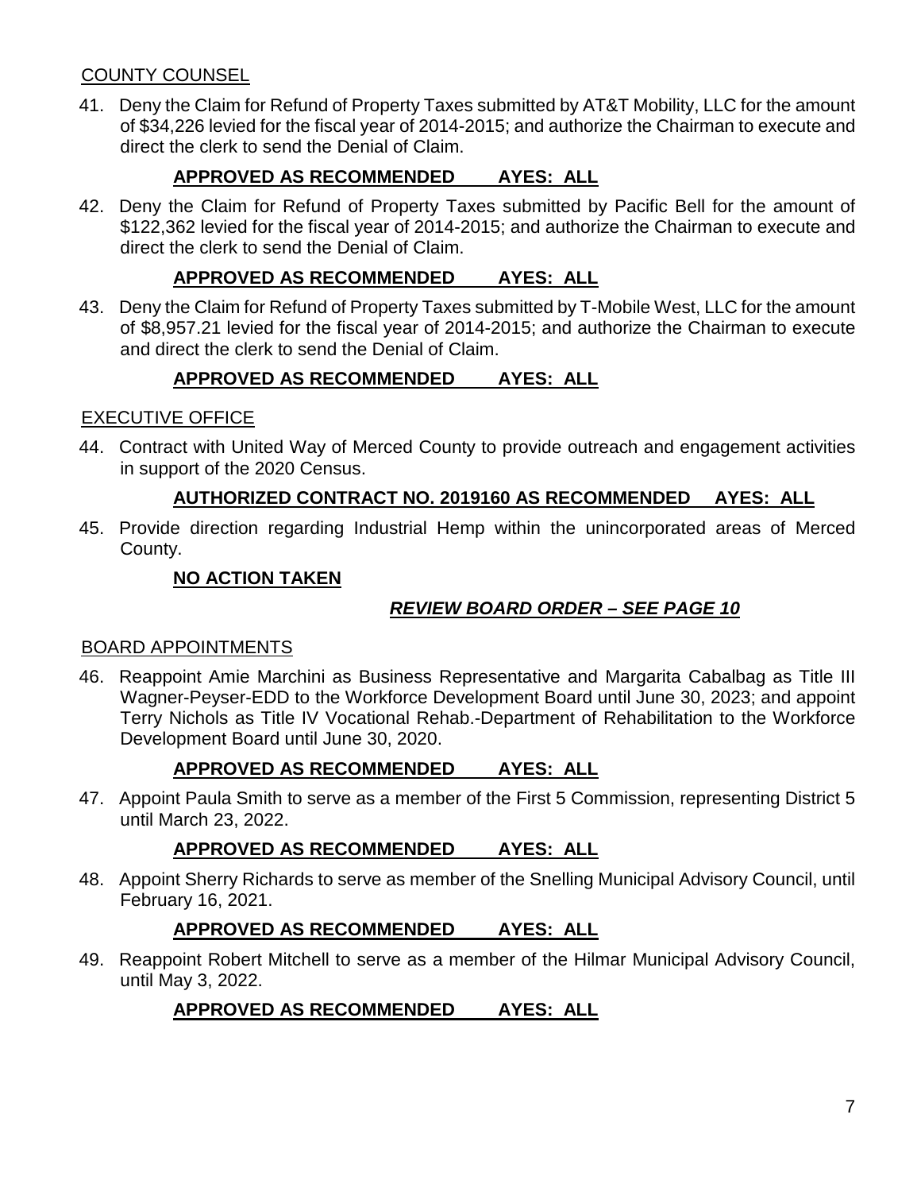COUNTY COUNSEL

41. Deny the Claim for Refund of Property Taxes submitted by AT&T Mobility, LLC for the amount of $34,226 levied for the fiscal year of 2014-2015; and authorize the Chairman to execute and direct the clerk to send the Denial of Claim.

**APPROVED AS RECOMMENDED AYES: ALL**

42. Deny the Claim for Refund of Property Taxes submitted by Pacific Bell for the amount of $122,362 levied for the fiscal year of 2014-2015; and authorize the Chairman to execute and direct the clerk to send the Denial of Claim.

**APPROVED AS RECOMMENDED AYES: ALL**

43. Deny the Claim for Refund of Property Taxes submitted by T-Mobile West, LLC for the amount of $8,957.21 levied for the fiscal year of 2014-2015; and authorize the Chairman to execute and direct the clerk to send the Denial of Claim.

**APPROVED AS RECOMMENDED AYES: ALL**

EXECUTIVE OFFICE

44. Contract with United Way of Merced County to provide outreach and engagement activities in support of the 2020 Census.

**AUTHORIZED CONTRACT NO. 2019160 AS RECOMMENDED AYES: ALL**

45. Provide direction regarding Industrial Hemp within the unincorporated areas of Merced County.

**NO ACTION TAKEN**

***REVIEW BOARD ORDER – SEE PAGE 10***

BOARD APPOINTMENTS

46. Reappoint Amie Marchini as Business Representative and Margarita Cabalbag as Title III Wagner-Peyser-EDD to the Workforce Development Board until June 30, 2023; and appoint Terry Nichols as Title IV Vocational Rehab.-Department of Rehabilitation to the Workforce Development Board until June 30, 2020.

**APPROVED AS RECOMMENDED AYES: ALL**

47. Appoint Paula Smith to serve as a member of the First 5 Commission, representing District 5 until March 23, 2022.

**APPROVED AS RECOMMENDED AYES: ALL**

48. Appoint Sherry Richards to serve as member of the Snelling Municipal Advisory Council, until February 16, 2021.

**APPROVED AS RECOMMENDED AYES: ALL**

49. Reappoint Robert Mitchell to serve as a member of the Hilmar Municipal Advisory Council, until May 3, 2022.

**APPROVED AS RECOMMENDED AYES: ALL**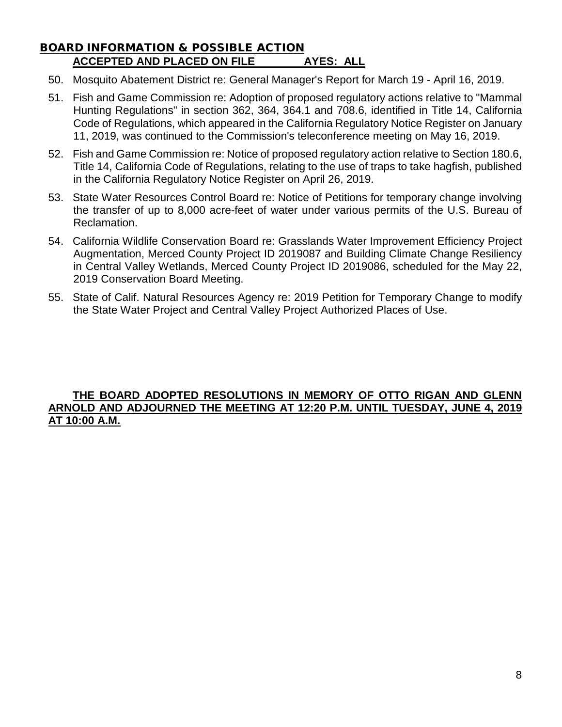## BOARD INFORMATION & POSSIBLE ACTION

**ACCEPTED AND PLACED ON FILE AYES: ALL**

50. Mosquito Abatement District re: General Manager's Report for March 19 - April 16, 2019.
51. Fish and Game Commission re: Adoption of proposed regulatory actions relative to "Mammal Hunting Regulations" in section 362, 364, 364.1 and 708.6, identified in Title 14, California Code of Regulations, which appeared in the California Regulatory Notice Register on January 11, 2019, was continued to the Commission's teleconference meeting on May 16, 2019.
52. Fish and Game Commission re: Notice of proposed regulatory action relative to Section 180.6, Title 14, California Code of Regulations, relating to the use of traps to take hagfish, published in the California Regulatory Notice Register on April 26, 2019.
53. State Water Resources Control Board re: Notice of Petitions for temporary change involving the transfer of up to 8,000 acre-feet of water under various permits of the U.S. Bureau of Reclamation.
54. California Wildlife Conservation Board re: Grasslands Water Improvement Efficiency Project Augmentation, Merced County Project ID 2019087 and Building Climate Change Resiliency in Central Valley Wetlands, Merced County Project ID 2019086, scheduled for the May 22, 2019 Conservation Board Meeting.
55. State of Calif. Natural Resources Agency re: 2019 Petition for Temporary Change to modify the State Water Project and Central Valley Project Authorized Places of Use.

**THE BOARD ADOPTED RESOLUTIONS IN MEMORY OF OTTO RIGAN AND GLENN ARNOLD AND ADJOURNED THE MEETING AT 12:20 P.M. UNTIL TUESDAY, JUNE 4, 2019 AT 10:00 A.M.**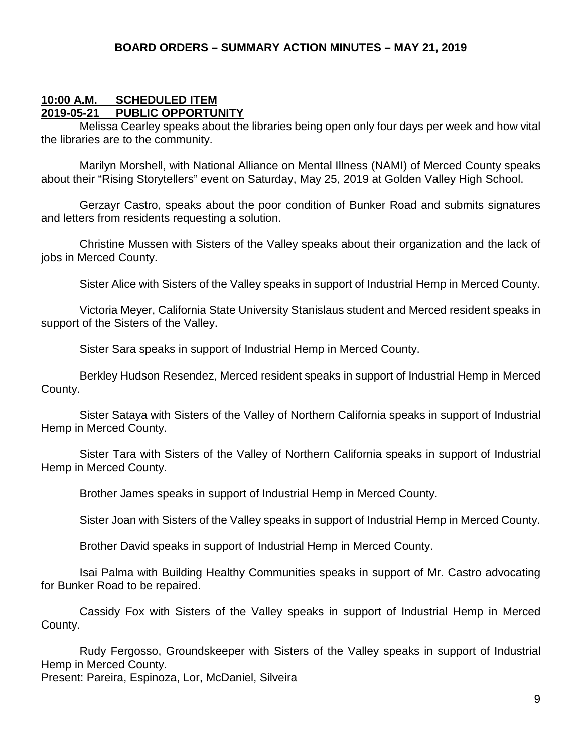**BOARD ORDERS – SUMMARY ACTION MINUTES – MAY 21, 2019**

**10:00 A.M. SCHEDULED ITEM**
**2019-05-21 PUBLIC OPPORTUNITY**

Melissa Cearley speaks about the libraries being open only four days per week and how vital the libraries are to the community.

Marilyn Morshell, with National Alliance on Mental Illness (NAMI) of Merced County speaks about their "Rising Storytellers" event on Saturday, May 25, 2019 at Golden Valley High School.

Gerzayr Castro, speaks about the poor condition of Bunker Road and submits signatures and letters from residents requesting a solution.

Christine Mussen with Sisters of the Valley speaks about their organization and the lack of jobs in Merced County.

Sister Alice with Sisters of the Valley speaks in support of Industrial Hemp in Merced County.

Victoria Meyer, California State University Stanislaus student and Merced resident speaks in support of the Sisters of the Valley.

Sister Sara speaks in support of Industrial Hemp in Merced County.

Berkley Hudson Resendez, Merced resident speaks in support of Industrial Hemp in Merced County.

Sister Sataya with Sisters of the Valley of Northern California speaks in support of Industrial Hemp in Merced County.

Sister Tara with Sisters of the Valley of Northern California speaks in support of Industrial Hemp in Merced County.

Brother James speaks in support of Industrial Hemp in Merced County.

Sister Joan with Sisters of the Valley speaks in support of Industrial Hemp in Merced County.

Brother David speaks in support of Industrial Hemp in Merced County.

Isai Palma with Building Healthy Communities speaks in support of Mr. Castro advocating for Bunker Road to be repaired.

Cassidy Fox with Sisters of the Valley speaks in support of Industrial Hemp in Merced County.

Rudy Fergosso, Groundskeeper with Sisters of the Valley speaks in support of Industrial Hemp in Merced County.
Present: Pareira, Espinoza, Lor, McDaniel, Silveira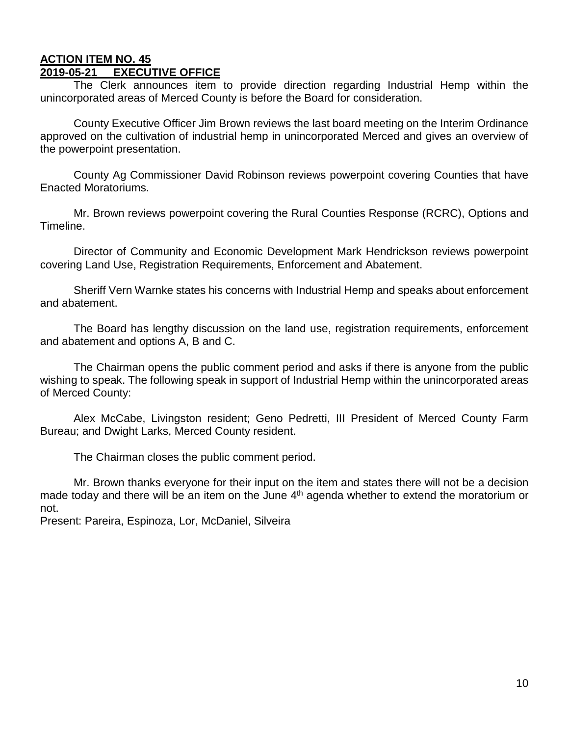**ACTION ITEM NO. 45**
**2019-05-21 EXECUTIVE OFFICE**

The Clerk announces item to provide direction regarding Industrial Hemp within the unincorporated areas of Merced County is before the Board for consideration.

County Executive Officer Jim Brown reviews the last board meeting on the Interim Ordinance approved on the cultivation of industrial hemp in unincorporated Merced and gives an overview of the powerpoint presentation.

County Ag Commissioner David Robinson reviews powerpoint covering Counties that have Enacted Moratoriums.

Mr. Brown reviews powerpoint covering the Rural Counties Response (RCRC), Options and Timeline.

Director of Community and Economic Development Mark Hendrickson reviews powerpoint covering Land Use, Registration Requirements, Enforcement and Abatement.

Sheriff Vern Warnke states his concerns with Industrial Hemp and speaks about enforcement and abatement.

The Board has lengthy discussion on the land use, registration requirements, enforcement and abatement and options A, B and C.

The Chairman opens the public comment period and asks if there is anyone from the public wishing to speak. The following speak in support of Industrial Hemp within the unincorporated areas of Merced County:

Alex McCabe, Livingston resident; Geno Pedretti, III President of Merced County Farm Bureau; and Dwight Larks, Merced County resident.

The Chairman closes the public comment period.

Mr. Brown thanks everyone for their input on the item and states there will not be a decision made today and there will be an item on the June 4th agenda whether to extend the moratorium or not.

Present: Pareira, Espinoza, Lor, McDaniel, Silveira